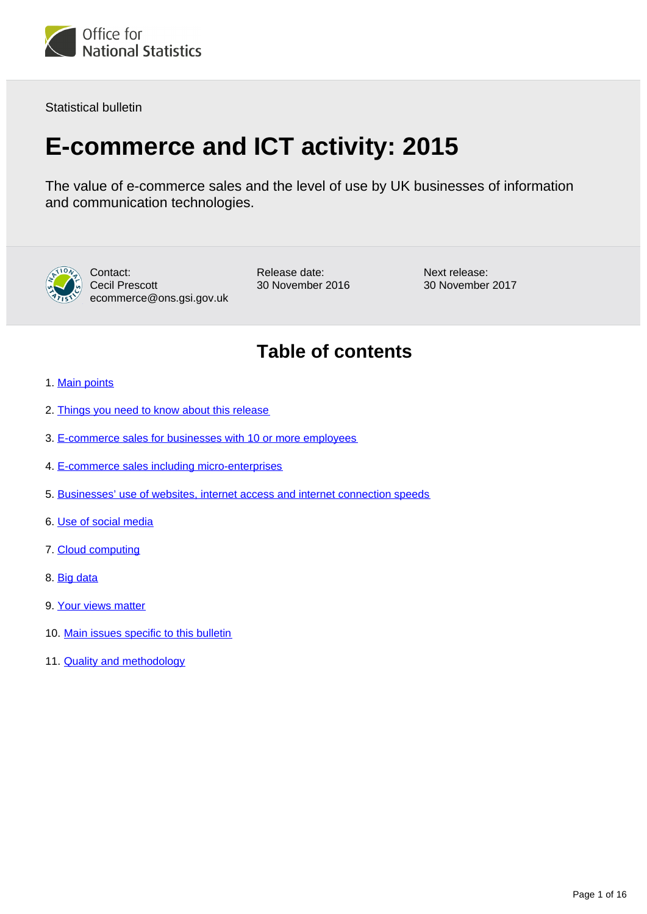Statistical bulletin

# E-commerce and ICT activity: 2015

The value of e-commerce sales and the level of use by UK businesses of information and communication technologies.

Contact:
Cecil Prescott
ecommerce@ons.gsi.gov.uk

Release date:
30 November 2016

Next release:
30 November 2017

## Table of contents

1. Main points
2. Things you need to know about this release
3. E-commerce sales for businesses with 10 or more employees
4. E-commerce sales including micro-enterprises
5. Businesses' use of websites, internet access and internet connection speeds
6. Use of social media
7. Cloud computing
8. Big data
9. Your views matter
10. Main issues specific to this bulletin
11. Quality and methodology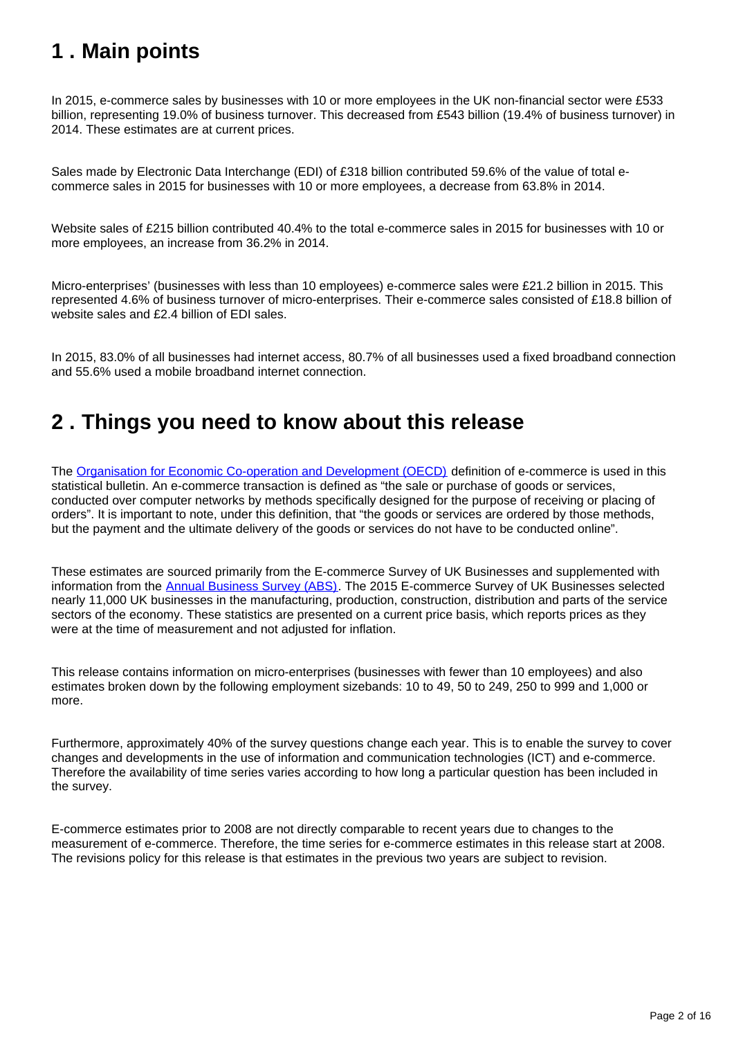## 1 . Main points

In 2015, e-commerce sales by businesses with 10 or more employees in the UK non-financial sector were £533 billion, representing 19.0% of business turnover. This decreased from £543 billion (19.4% of business turnover) in 2014. These estimates are at current prices.

Sales made by Electronic Data Interchange (EDI) of £318 billion contributed 59.6% of the value of total e-commerce sales in 2015 for businesses with 10 or more employees, a decrease from 63.8% in 2014.

Website sales of £215 billion contributed 40.4% to the total e-commerce sales in 2015 for businesses with 10 or more employees, an increase from 36.2% in 2014.

Micro-enterprises' (businesses with less than 10 employees) e-commerce sales were £21.2 billion in 2015. This represented 4.6% of business turnover of micro-enterprises. Their e-commerce sales consisted of £18.8 billion of website sales and £2.4 billion of EDI sales.

In 2015, 83.0% of all businesses had internet access, 80.7% of all businesses used a fixed broadband connection and 55.6% used a mobile broadband internet connection.

## 2 . Things you need to know about this release

The Organisation for Economic Co-operation and Development (OECD) definition of e-commerce is used in this statistical bulletin. An e-commerce transaction is defined as "the sale or purchase of goods or services, conducted over computer networks by methods specifically designed for the purpose of receiving or placing of orders". It is important to note, under this definition, that "the goods or services are ordered by those methods, but the payment and the ultimate delivery of the goods or services do not have to be conducted online".

These estimates are sourced primarily from the E-commerce Survey of UK Businesses and supplemented with information from the Annual Business Survey (ABS). The 2015 E-commerce Survey of UK Businesses selected nearly 11,000 UK businesses in the manufacturing, production, construction, distribution and parts of the service sectors of the economy. These statistics are presented on a current price basis, which reports prices as they were at the time of measurement and not adjusted for inflation.

This release contains information on micro-enterprises (businesses with fewer than 10 employees) and also estimates broken down by the following employment sizebands: 10 to 49, 50 to 249, 250 to 999 and 1,000 or more.

Furthermore, approximately 40% of the survey questions change each year. This is to enable the survey to cover changes and developments in the use of information and communication technologies (ICT) and e-commerce. Therefore the availability of time series varies according to how long a particular question has been included in the survey.

E-commerce estimates prior to 2008 are not directly comparable to recent years due to changes to the measurement of e-commerce. Therefore, the time series for e-commerce estimates in this release start at 2008. The revisions policy for this release is that estimates in the previous two years are subject to revision.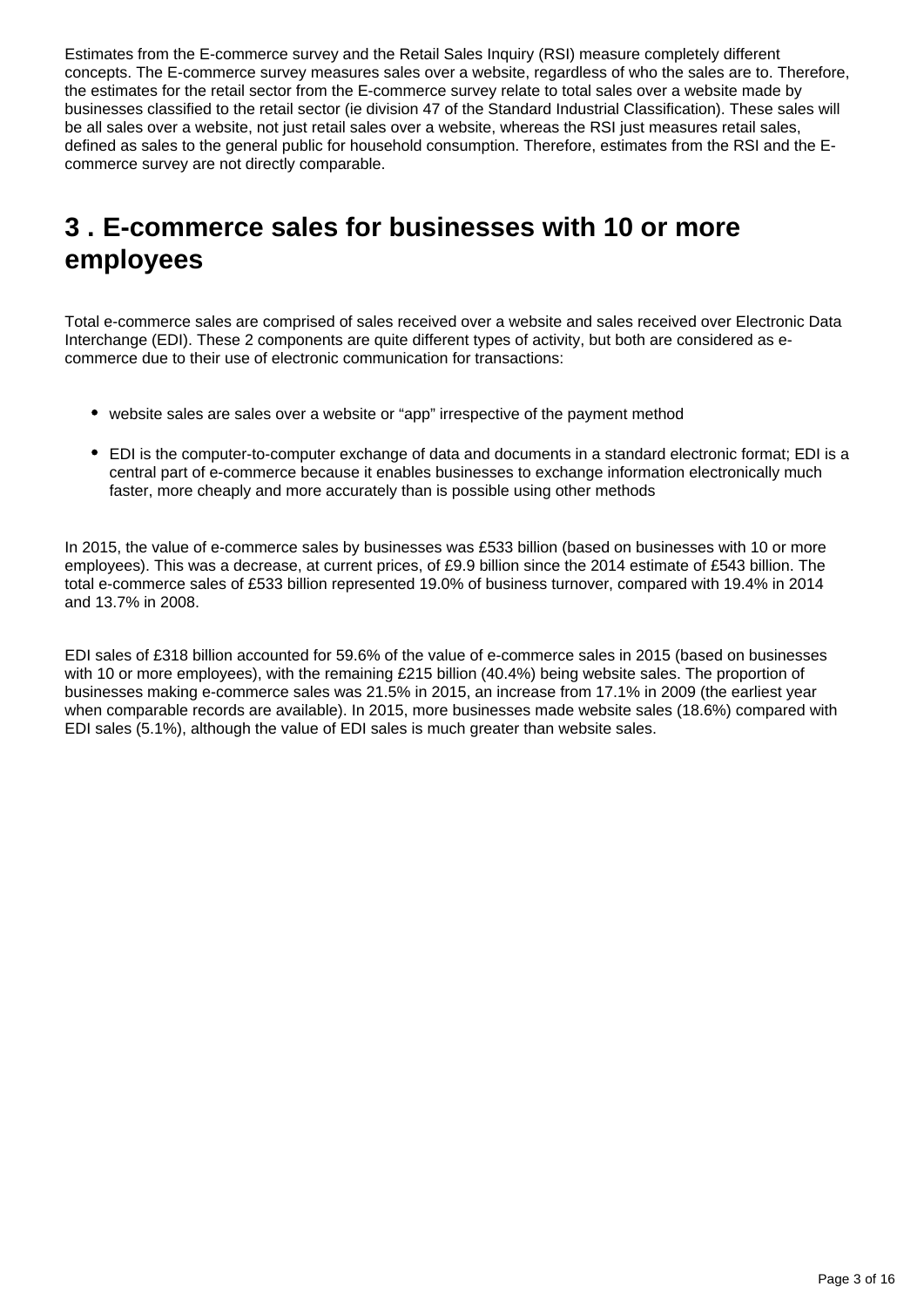Estimates from the E-commerce survey and the Retail Sales Inquiry (RSI) measure completely different concepts. The E-commerce survey measures sales over a website, regardless of who the sales are to. Therefore, the estimates for the retail sector from the E-commerce survey relate to total sales over a website made by businesses classified to the retail sector (ie division 47 of the Standard Industrial Classification). These sales will be all sales over a website, not just retail sales over a website, whereas the RSI just measures retail sales, defined as sales to the general public for household consumption. Therefore, estimates from the RSI and the E-commerce survey are not directly comparable.

# 3 . E-commerce sales for businesses with 10 or more employees

Total e-commerce sales are comprised of sales received over a website and sales received over Electronic Data Interchange (EDI). These 2 components are quite different types of activity, but both are considered as e-commerce due to their use of electronic communication for transactions:

- website sales are sales over a website or “app” irrespective of the payment method
- EDI is the computer-to-computer exchange of data and documents in a standard electronic format; EDI is a central part of e-commerce because it enables businesses to exchange information electronically much faster, more cheaply and more accurately than is possible using other methods

In 2015, the value of e-commerce sales by businesses was £533 billion (based on businesses with 10 or more employees). This was a decrease, at current prices, of £9.9 billion since the 2014 estimate of £543 billion. The total e-commerce sales of £533 billion represented 19.0% of business turnover, compared with 19.4% in 2014 and 13.7% in 2008.

EDI sales of £318 billion accounted for 59.6% of the value of e-commerce sales in 2015 (based on businesses with 10 or more employees), with the remaining £215 billion (40.4%) being website sales. The proportion of businesses making e-commerce sales was 21.5% in 2015, an increase from 17.1% in 2009 (the earliest year when comparable records are available). In 2015, more businesses made website sales (18.6%) compared with EDI sales (5.1%), although the value of EDI sales is much greater than website sales.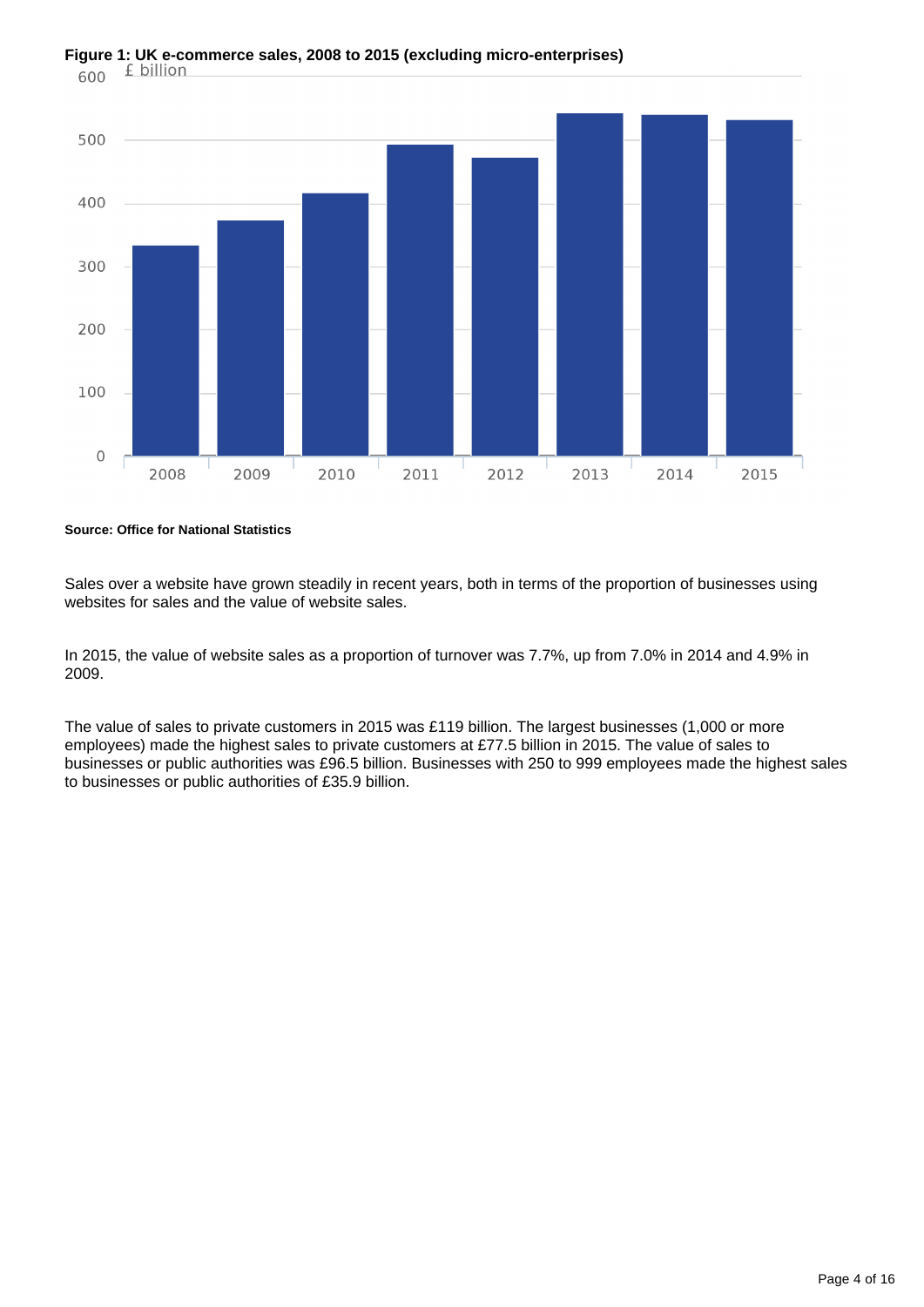**Figure 1: UK e-commerce sales, 2008 to 2015 (excluding micro-enterprises)**

**Source: Office for National Statistics**

Sales over a website have grown steadily in recent years, both in terms of the proportion of businesses using websites for sales and the value of website sales.

In 2015, the value of website sales as a proportion of turnover was 7.7%, up from 7.0% in 2014 and 4.9% in 2009.

The value of sales to private customers in 2015 was £119 billion. The largest businesses (1,000 or more employees) made the highest sales to private customers at £77.5 billion in 2015. The value of sales to businesses or public authorities was £96.5 billion. Businesses with 250 to 999 employees made the highest sales to businesses or public authorities of £35.9 billion.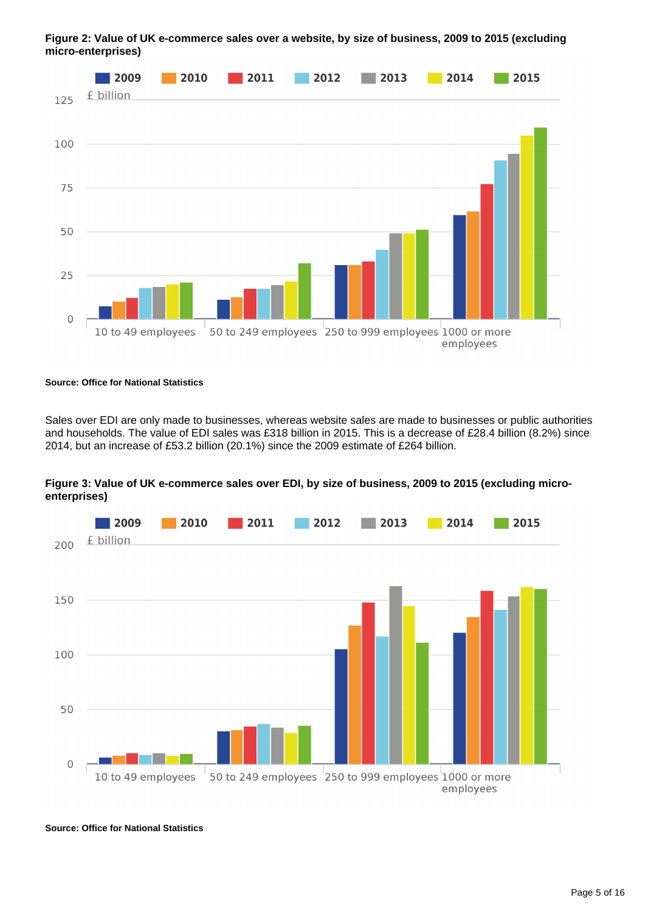**Figure 2: Value of UK e-commerce sales over a website, by size of business, 2009 to 2015 (excluding micro-enterprises)**

Source: Office for National Statistics

Sales over EDI are only made to businesses, whereas website sales are made to businesses or public authorities and households. The value of EDI sales was £318 billion in 2015. This is a decrease of £28.4 billion (8.2%) since 2014, but an increase of £53.2 billion (20.1%) since the 2009 estimate of £264 billion.

**Figure 3: Value of UK e-commerce sales over EDI, by size of business, 2009 to 2015 (excluding micro-enterprises)**

Source: Office for National Statistics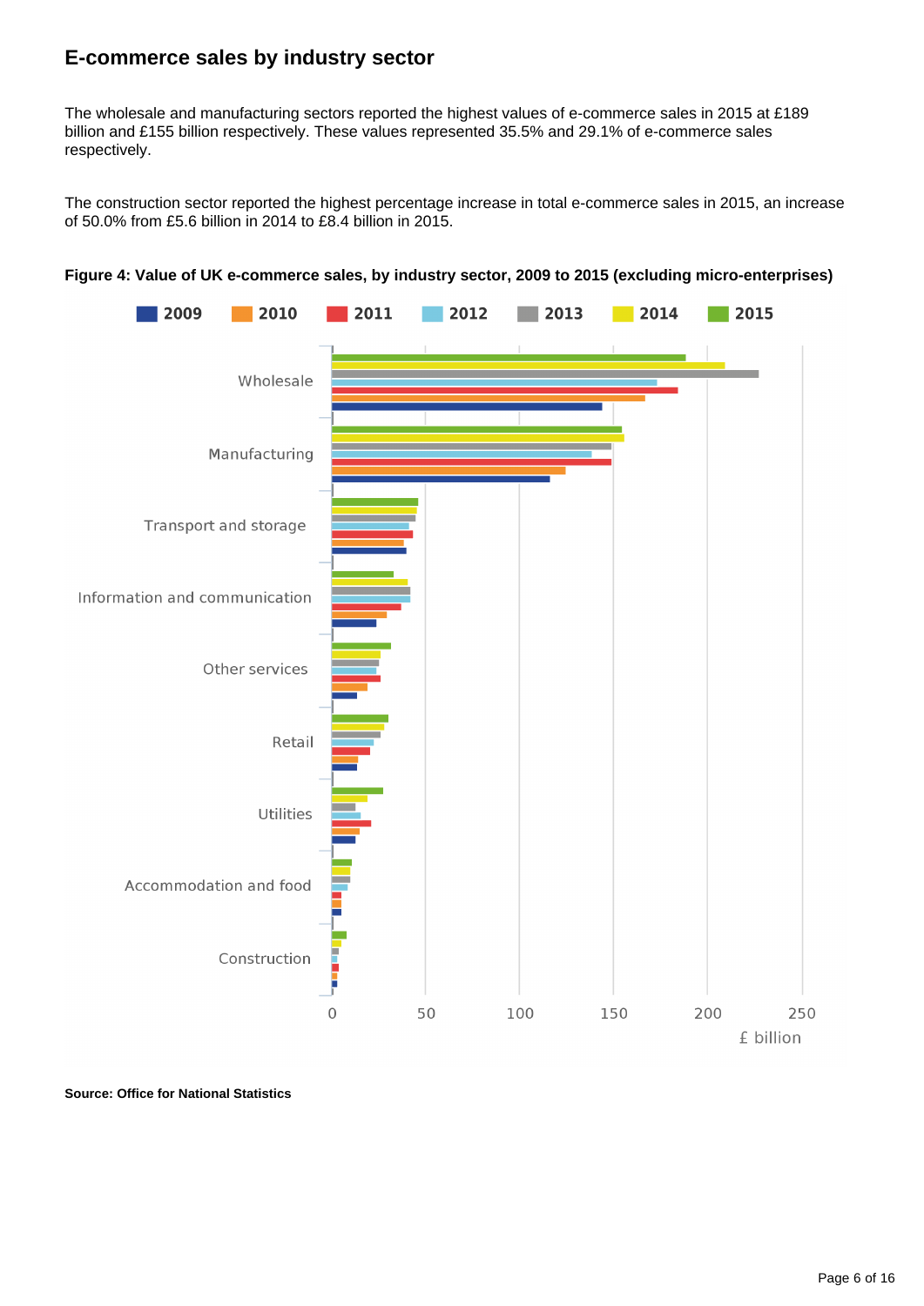## E-commerce sales by industry sector

The wholesale and manufacturing sectors reported the highest values of e-commerce sales in 2015 at £189 billion and £155 billion respectively. These values represented 35.5% and 29.1% of e-commerce sales respectively.

The construction sector reported the highest percentage increase in total e-commerce sales in 2015, an increase of 50.0% from £5.6 billion in 2014 to £8.4 billion in 2015.

**Figure 4: Value of UK e-commerce sales, by industry sector, 2009 to 2015 (excluding micro-enterprises)**

**Source: Office for National Statistics**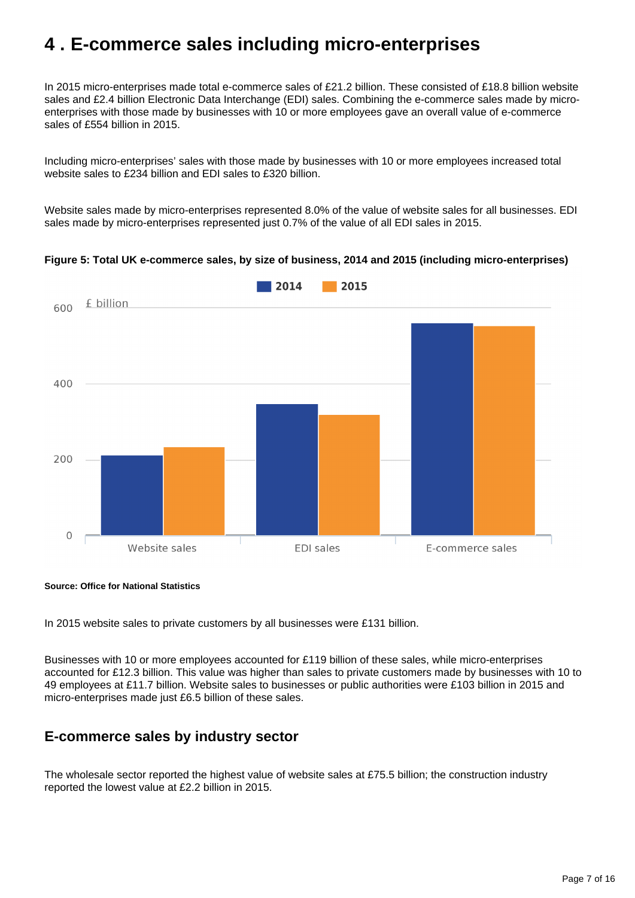# 4 . E-commerce sales including micro-enterprises

In 2015 micro-enterprises made total e-commerce sales of £21.2 billion. These consisted of £18.8 billion website sales and £2.4 billion Electronic Data Interchange (EDI) sales. Combining the e-commerce sales made by micro-enterprises with those made by businesses with 10 or more employees gave an overall value of e-commerce sales of £554 billion in 2015.

Including micro-enterprises' sales with those made by businesses with 10 or more employees increased total website sales to £234 billion and EDI sales to £320 billion.

Website sales made by micro-enterprises represented 8.0% of the value of website sales for all businesses. EDI sales made by micro-enterprises represented just 0.7% of the value of all EDI sales in 2015.

**Figure 5: Total UK e-commerce sales, by size of business, 2014 and 2015 (including micro-enterprises)**

2014 2015

£ billion

600

400

200

0

Website sales EDI sales E-commerce sales

**Source: Office for National Statistics**

In 2015 website sales to private customers by all businesses were £131 billion.

Businesses with 10 or more employees accounted for £119 billion of these sales, while micro-enterprises accounted for £12.3 billion. This value was higher than sales to private customers made by businesses with 10 to 49 employees at £11.7 billion. Website sales to businesses or public authorities were £103 billion in 2015 and micro-enterprises made just £6.5 billion of these sales.

## E-commerce sales by industry sector

The wholesale sector reported the highest value of website sales at £75.5 billion; the construction industry reported the lowest value at £2.2 billion in 2015.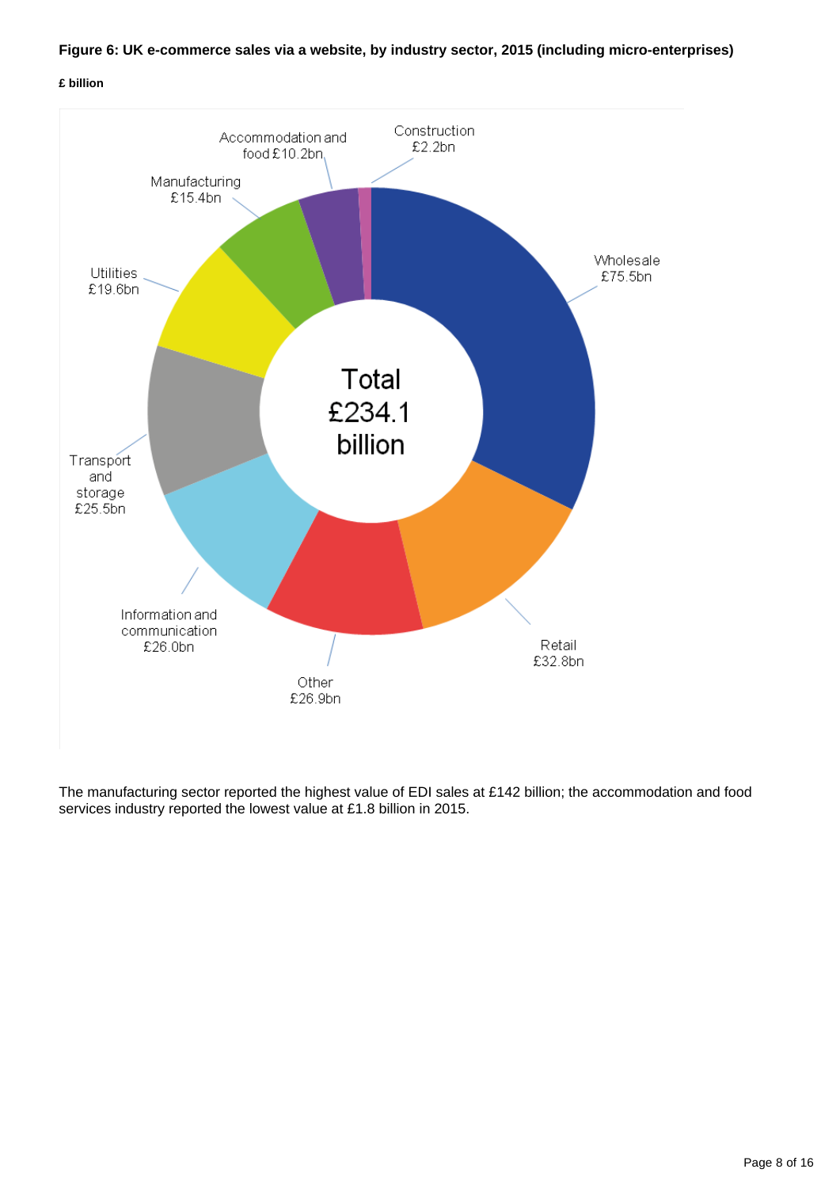**Figure 6: UK e-commerce sales via a website, by industry sector, 2015 (including micro-enterprises)**

**£ billion**

Total £234.1 billion

- Wholesale £75.5bn
- Retail £32.8bn
- Other £26.9bn
- Information and communication £26.0bn
- Transport and storage £25.5bn
- Utilities £19.6bn
- Manufacturing £15.4bn
- Accommodation and food £10.2bn
- Construction £2.2bn

The manufacturing sector reported the highest value of EDI sales at £142 billion; the accommodation and food services industry reported the lowest value at £1.8 billion in 2015.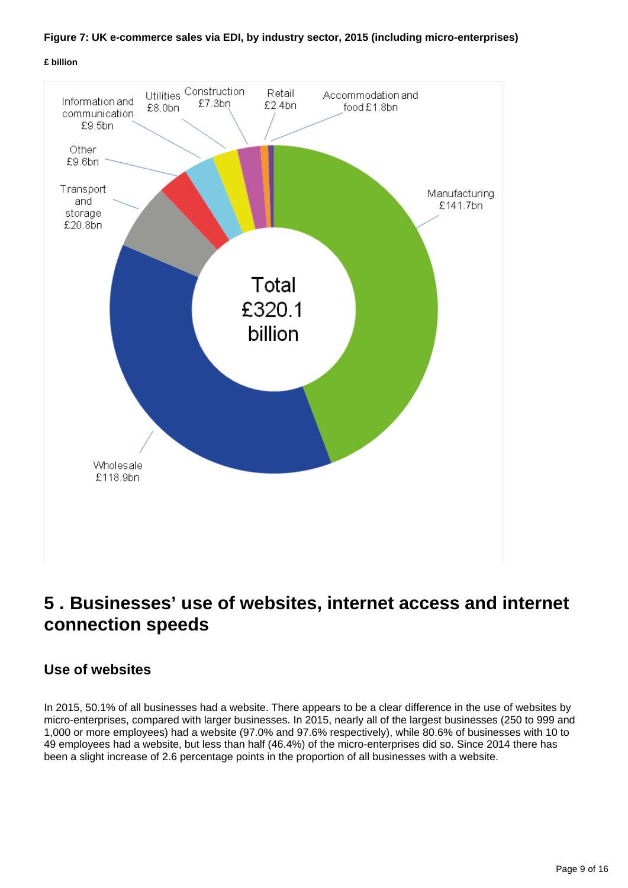**Figure 7: UK e-commerce sales via EDI, by industry sector, 2015 (including micro-enterprises)**

**£ billion**

| Sector | £ billion |
|---|---|
| Manufacturing | £141.7bn |
| Wholesale | £118.9bn |
| Transport and storage | £20.8bn |
| Other | £9.6bn |
| Information and communication | £9.5bn |
| Utilities | £8.0bn |
| Construction | £7.3bn |
| Retail | £2.4bn |
| Accommodation and food | £1.8bn |
| Total | £320.1 billion |

# 5 . Businesses' use of websites, internet access and internet connection speeds

## Use of websites

In 2015, 50.1% of all businesses had a website. There appears to be a clear difference in the use of websites by micro-enterprises, compared with larger businesses. In 2015, nearly all of the largest businesses (250 to 999 and 1,000 or more employees) had a website (97.0% and 97.6% respectively), while 80.6% of businesses with 10 to 49 employees had a website, but less than half (46.4%) of the micro-enterprises did so. Since 2014 there has been a slight increase of 2.6 percentage points in the proportion of all businesses with a website.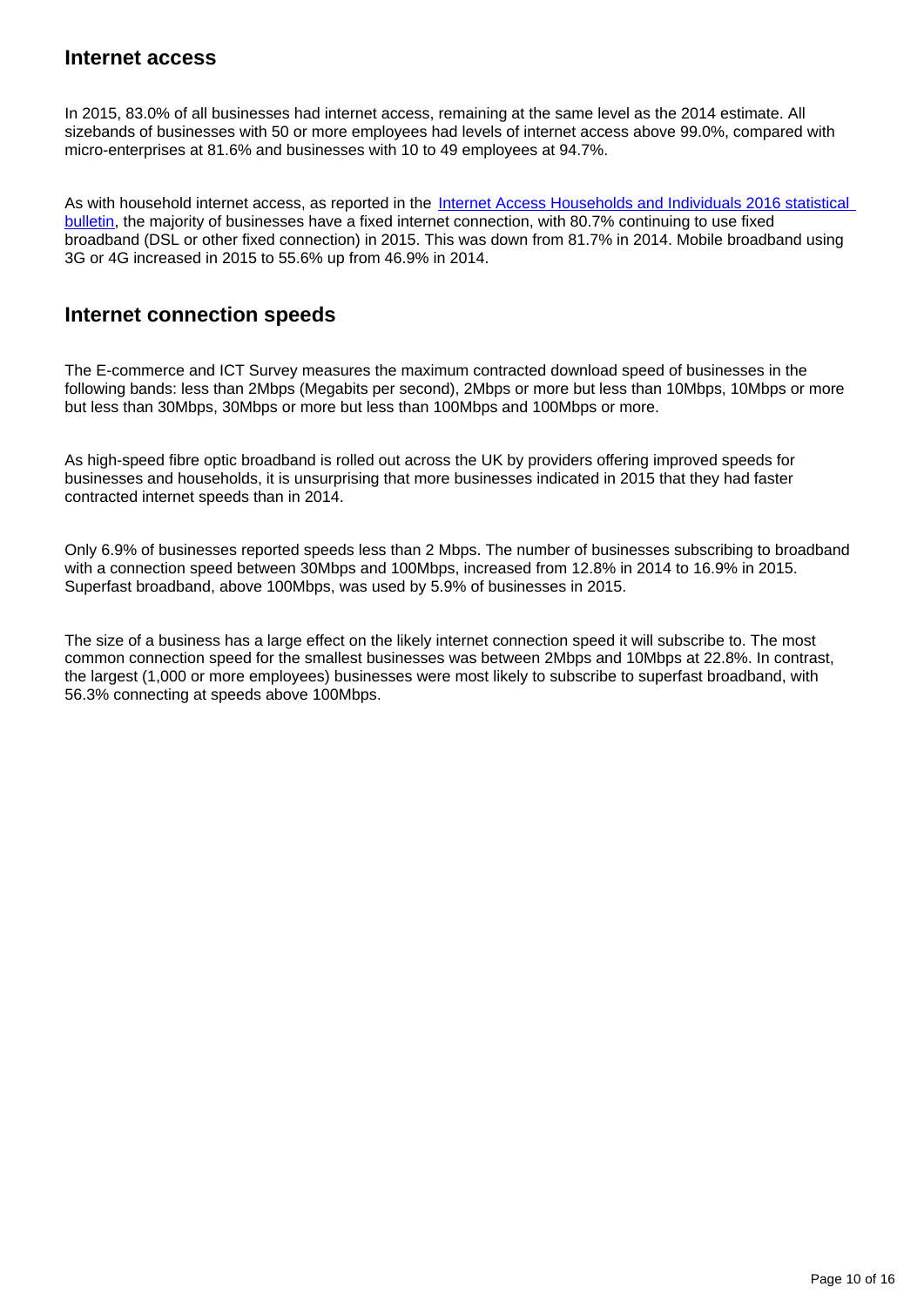## Internet access

In 2015, 83.0% of all businesses had internet access, remaining at the same level as the 2014 estimate. All sizebands of businesses with 50 or more employees had levels of internet access above 99.0%, compared with micro-enterprises at 81.6% and businesses with 10 to 49 employees at 94.7%.

As with household internet access, as reported in the [Internet Access Households and Individuals 2016 statistical bulletin](), the majority of businesses have a fixed internet connection, with 80.7% continuing to use fixed broadband (DSL or other fixed connection) in 2015. This was down from 81.7% in 2014. Mobile broadband using 3G or 4G increased in 2015 to 55.6% up from 46.9% in 2014.

## Internet connection speeds

The E-commerce and ICT Survey measures the maximum contracted download speed of businesses in the following bands: less than 2Mbps (Megabits per second), 2Mbps or more but less than 10Mbps, 10Mbps or more but less than 30Mbps, 30Mbps or more but less than 100Mbps and 100Mbps or more.

As high-speed fibre optic broadband is rolled out across the UK by providers offering improved speeds for businesses and households, it is unsurprising that more businesses indicated in 2015 that they had faster contracted internet speeds than in 2014.

Only 6.9% of businesses reported speeds less than 2 Mbps. The number of businesses subscribing to broadband with a connection speed between 30Mbps and 100Mbps, increased from 12.8% in 2014 to 16.9% in 2015. Superfast broadband, above 100Mbps, was used by 5.9% of businesses in 2015.

The size of a business has a large effect on the likely internet connection speed it will subscribe to. The most common connection speed for the smallest businesses was between 2Mbps and 10Mbps at 22.8%. In contrast, the largest (1,000 or more employees) businesses were most likely to subscribe to superfast broadband, with 56.3% connecting at speeds above 100Mbps.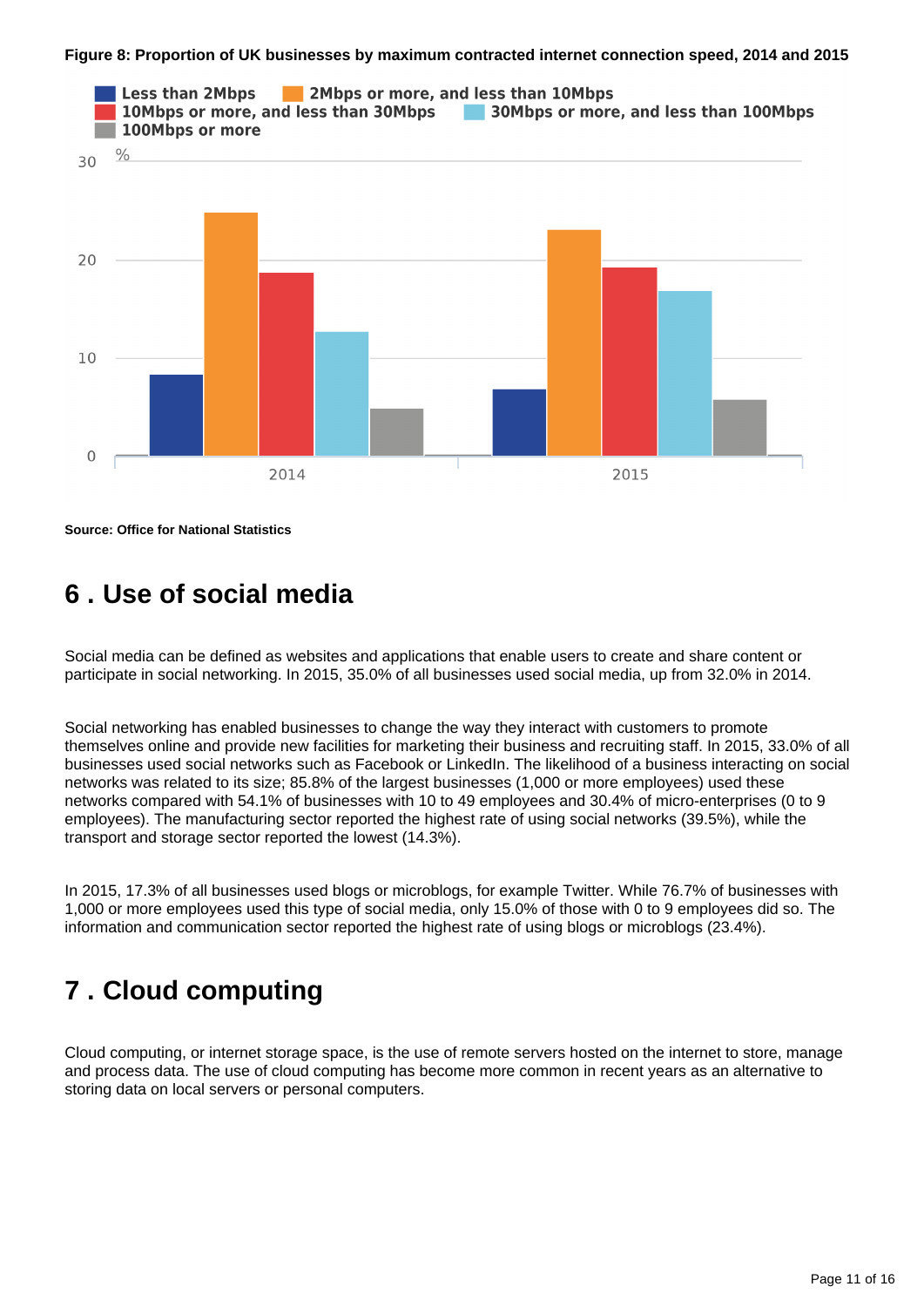**Figure 8: Proportion of UK businesses by maximum contracted internet connection speed, 2014 and 2015**

**Source: Office for National Statistics**

## 6 . Use of social media

Social media can be defined as websites and applications that enable users to create and share content or participate in social networking. In 2015, 35.0% of all businesses used social media, up from 32.0% in 2014.

Social networking has enabled businesses to change the way they interact with customers to promote themselves online and provide new facilities for marketing their business and recruiting staff. In 2015, 33.0% of all businesses used social networks such as Facebook or LinkedIn. The likelihood of a business interacting on social networks was related to its size; 85.8% of the largest businesses (1,000 or more employees) used these networks compared with 54.1% of businesses with 10 to 49 employees and 30.4% of micro-enterprises (0 to 9 employees). The manufacturing sector reported the highest rate of using social networks (39.5%), while the transport and storage sector reported the lowest (14.3%).

In 2015, 17.3% of all businesses used blogs or microblogs, for example Twitter. While 76.7% of businesses with 1,000 or more employees used this type of social media, only 15.0% of those with 0 to 9 employees did so. The information and communication sector reported the highest rate of using blogs or microblogs (23.4%).

## 7 . Cloud computing

Cloud computing, or internet storage space, is the use of remote servers hosted on the internet to store, manage and process data. The use of cloud computing has become more common in recent years as an alternative to storing data on local servers or personal computers.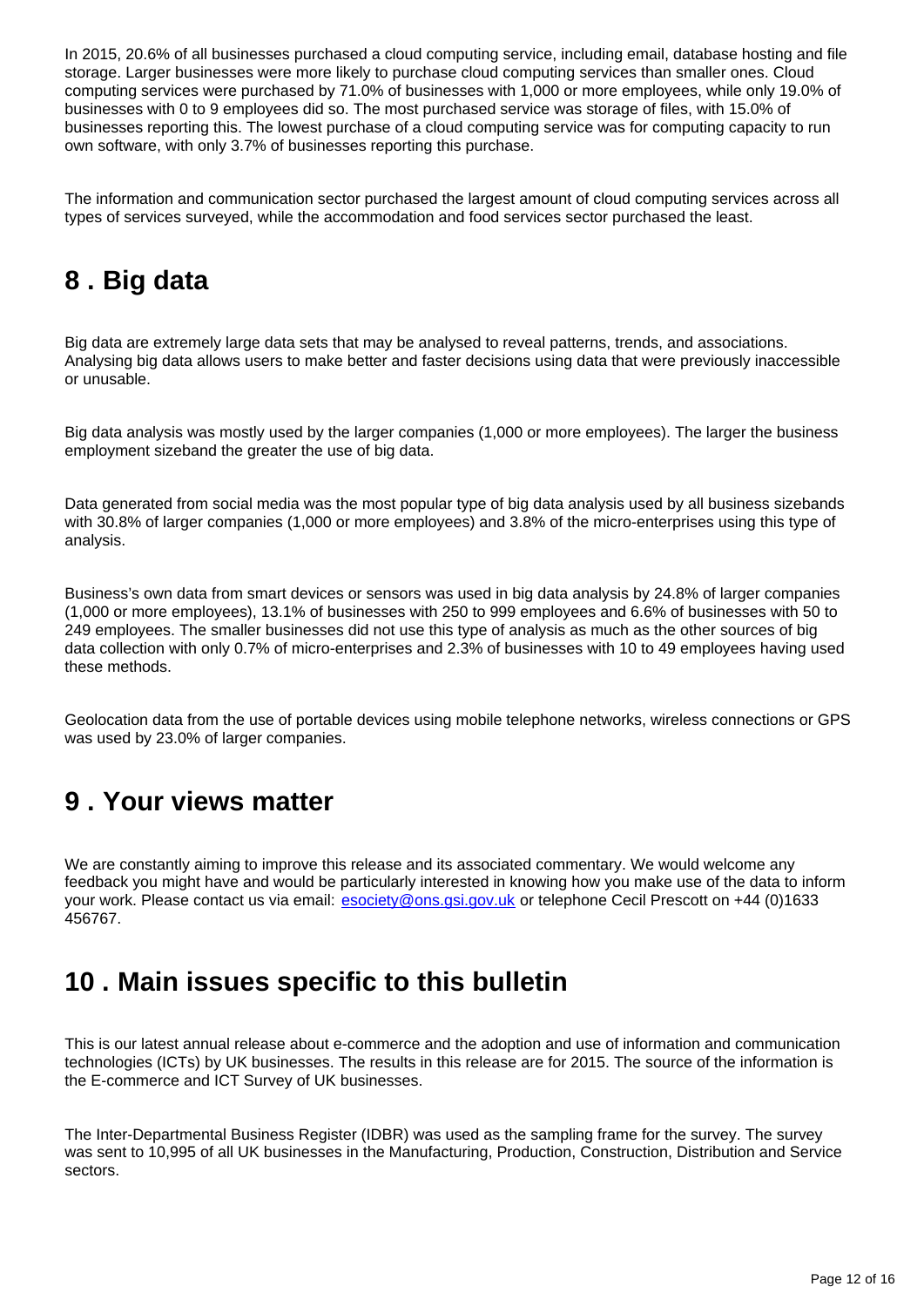In 2015, 20.6% of all businesses purchased a cloud computing service, including email, database hosting and file storage. Larger businesses were more likely to purchase cloud computing services than smaller ones. Cloud computing services were purchased by 71.0% of businesses with 1,000 or more employees, while only 19.0% of businesses with 0 to 9 employees did so. The most purchased service was storage of files, with 15.0% of businesses reporting this. The lowest purchase of a cloud computing service was for computing capacity to run own software, with only 3.7% of businesses reporting this purchase.

The information and communication sector purchased the largest amount of cloud computing services across all types of services surveyed, while the accommodation and food services sector purchased the least.

## 8 . Big data

Big data are extremely large data sets that may be analysed to reveal patterns, trends, and associations. Analysing big data allows users to make better and faster decisions using data that were previously inaccessible or unusable.

Big data analysis was mostly used by the larger companies (1,000 or more employees). The larger the business employment sizeband the greater the use of big data.

Data generated from social media was the most popular type of big data analysis used by all business sizebands with 30.8% of larger companies (1,000 or more employees) and 3.8% of the micro-enterprises using this type of analysis.

Business's own data from smart devices or sensors was used in big data analysis by 24.8% of larger companies (1,000 or more employees), 13.1% of businesses with 250 to 999 employees and 6.6% of businesses with 50 to 249 employees. The smaller businesses did not use this type of analysis as much as the other sources of big data collection with only 0.7% of micro-enterprises and 2.3% of businesses with 10 to 49 employees having used these methods.

Geolocation data from the use of portable devices using mobile telephone networks, wireless connections or GPS was used by 23.0% of larger companies.

## 9 . Your views matter

We are constantly aiming to improve this release and its associated commentary. We would welcome any feedback you might have and would be particularly interested in knowing how you make use of the data to inform your work. Please contact us via email: [esociety@ons.gsi.gov.uk](mailto:esociety@ons.gsi.gov.uk) or telephone Cecil Prescott on +44 (0)1633 456767.

## 10 . Main issues specific to this bulletin

This is our latest annual release about e-commerce and the adoption and use of information and communication technologies (ICTs) by UK businesses. The results in this release are for 2015. The source of the information is the E-commerce and ICT Survey of UK businesses.

The Inter-Departmental Business Register (IDBR) was used as the sampling frame for the survey. The survey was sent to 10,995 of all UK businesses in the Manufacturing, Production, Construction, Distribution and Service sectors.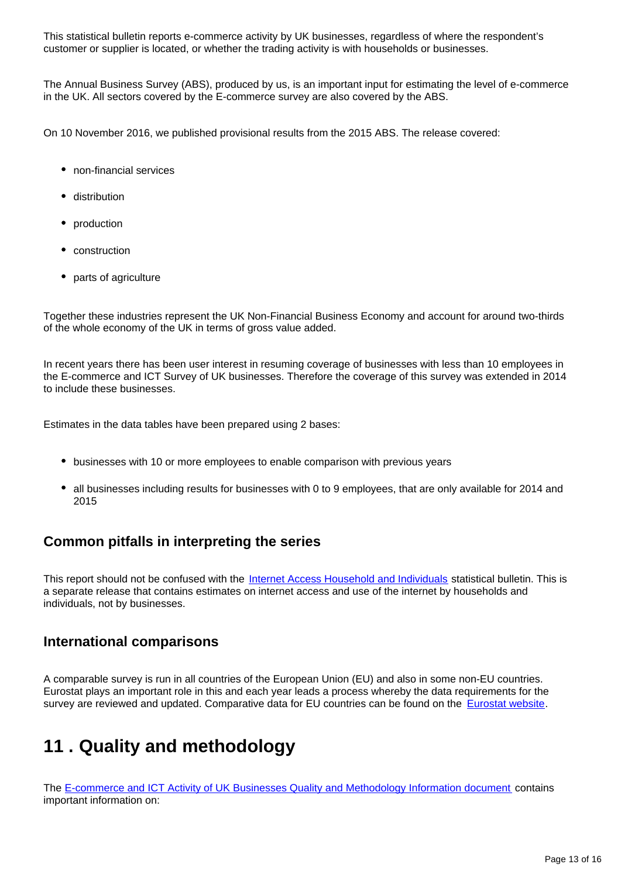This statistical bulletin reports e-commerce activity by UK businesses, regardless of where the respondent's customer or supplier is located, or whether the trading activity is with households or businesses.

The Annual Business Survey (ABS), produced by us, is an important input for estimating the level of e-commerce in the UK. All sectors covered by the E-commerce survey are also covered by the ABS.

On 10 November 2016, we published provisional results from the 2015 ABS. The release covered:

- non-financial services
- distribution
- production
- construction
- parts of agriculture

Together these industries represent the UK Non-Financial Business Economy and account for around two-thirds of the whole economy of the UK in terms of gross value added.

In recent years there has been user interest in resuming coverage of businesses with less than 10 employees in the E-commerce and ICT Survey of UK businesses. Therefore the coverage of this survey was extended in 2014 to include these businesses.

Estimates in the data tables have been prepared using 2 bases:

- businesses with 10 or more employees to enable comparison with previous years
- all businesses including results for businesses with 0 to 9 employees, that are only available for 2014 and 2015

### Common pitfalls in interpreting the series

This report should not be confused with the [Internet Access Household and Individuals] statistical bulletin. This is a separate release that contains estimates on internet access and use of the internet by households and individuals, not by businesses.

### International comparisons

A comparable survey is run in all countries of the European Union (EU) and also in some non-EU countries. Eurostat plays an important role in this and each year leads a process whereby the data requirements for the survey are reviewed and updated. Comparative data for EU countries can be found on the [Eurostat website].

## 11 . Quality and methodology

The [E-commerce and ICT Activity of UK Businesses Quality and Methodology Information document] contains important information on: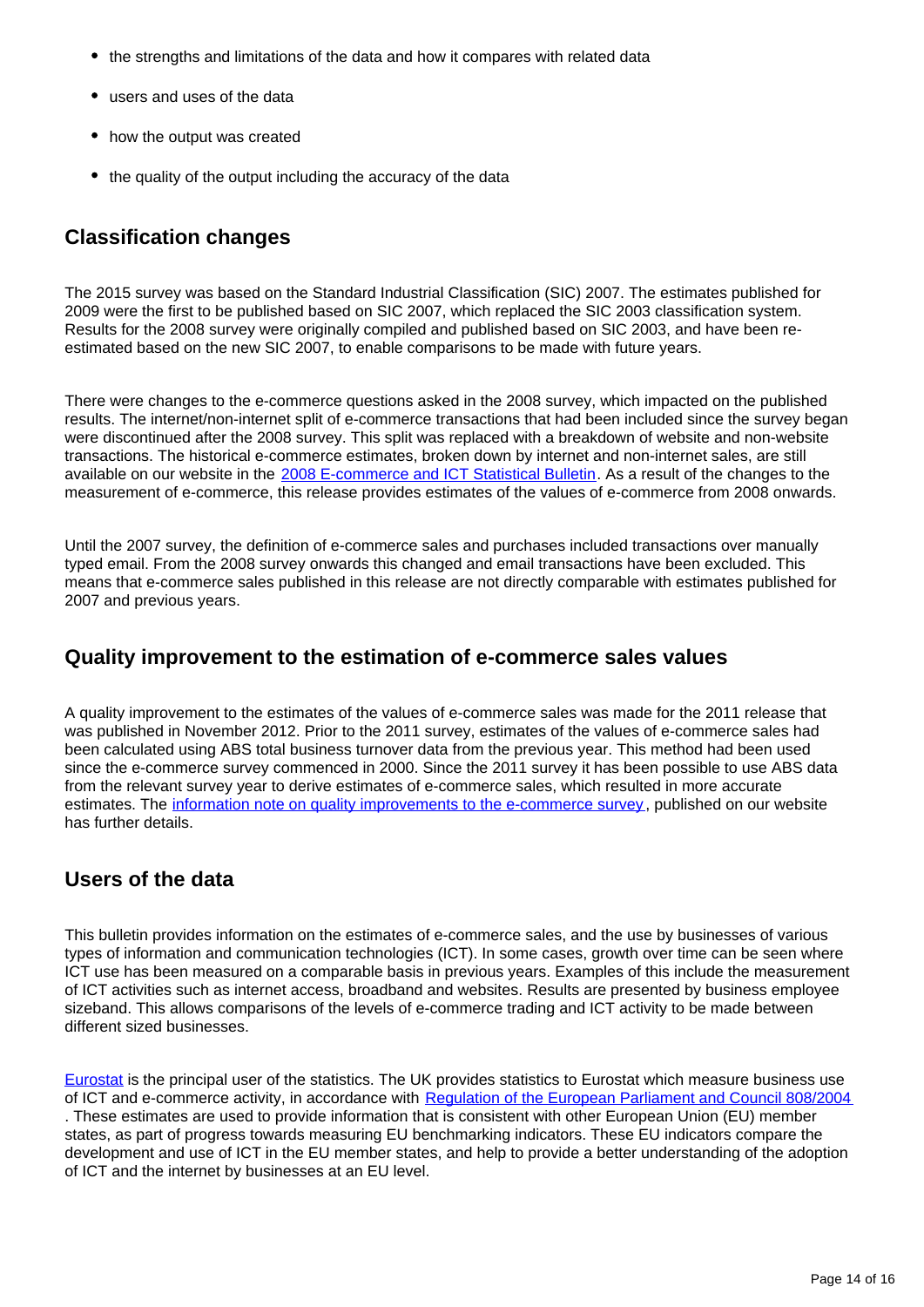- the strengths and limitations of the data and how it compares with related data
- users and uses of the data
- how the output was created
- the quality of the output including the accuracy of the data

## Classification changes

The 2015 survey was based on the Standard Industrial Classification (SIC) 2007. The estimates published for 2009 were the first to be published based on SIC 2007, which replaced the SIC 2003 classification system. Results for the 2008 survey were originally compiled and published based on SIC 2003, and have been re-estimated based on the new SIC 2007, to enable comparisons to be made with future years.

There were changes to the e-commerce questions asked in the 2008 survey, which impacted on the published results. The internet/non-internet split of e-commerce transactions that had been included since the survey began were discontinued after the 2008 survey. This split was replaced with a breakdown of website and non-website transactions. The historical e-commerce estimates, broken down by internet and non-internet sales, are still available on our website in the [2008 E-commerce and ICT Statistical Bulletin](). As a result of the changes to the measurement of e-commerce, this release provides estimates of the values of e-commerce from 2008 onwards.

Until the 2007 survey, the definition of e-commerce sales and purchases included transactions over manually typed email. From the 2008 survey onwards this changed and email transactions have been excluded. This means that e-commerce sales published in this release are not directly comparable with estimates published for 2007 and previous years.

## Quality improvement to the estimation of e-commerce sales values

A quality improvement to the estimates of the values of e-commerce sales was made for the 2011 release that was published in November 2012. Prior to the 2011 survey, estimates of the values of e-commerce sales had been calculated using ABS total business turnover data from the previous year. This method had been used since the e-commerce survey commenced in 2000. Since the 2011 survey it has been possible to use ABS data from the relevant survey year to derive estimates of e-commerce sales, which resulted in more accurate estimates. The [information note on quality improvements to the e-commerce survey](), published on our website has further details.

## Users of the data

This bulletin provides information on the estimates of e-commerce sales, and the use by businesses of various types of information and communication technologies (ICT). In some cases, growth over time can be seen where ICT use has been measured on a comparable basis in previous years. Examples of this include the measurement of ICT activities such as internet access, broadband and websites. Results are presented by business employee sizeband. This allows comparisons of the levels of e-commerce trading and ICT activity to be made between different sized businesses.

[Eurostat]() is the principal user of the statistics. The UK provides statistics to Eurostat which measure business use of ICT and e-commerce activity, in accordance with [Regulation of the European Parliament and Council 808/2004]() . These estimates are used to provide information that is consistent with other European Union (EU) member states, as part of progress towards measuring EU benchmarking indicators. These EU indicators compare the development and use of ICT in the EU member states, and help to provide a better understanding of the adoption of ICT and the internet by businesses at an EU level.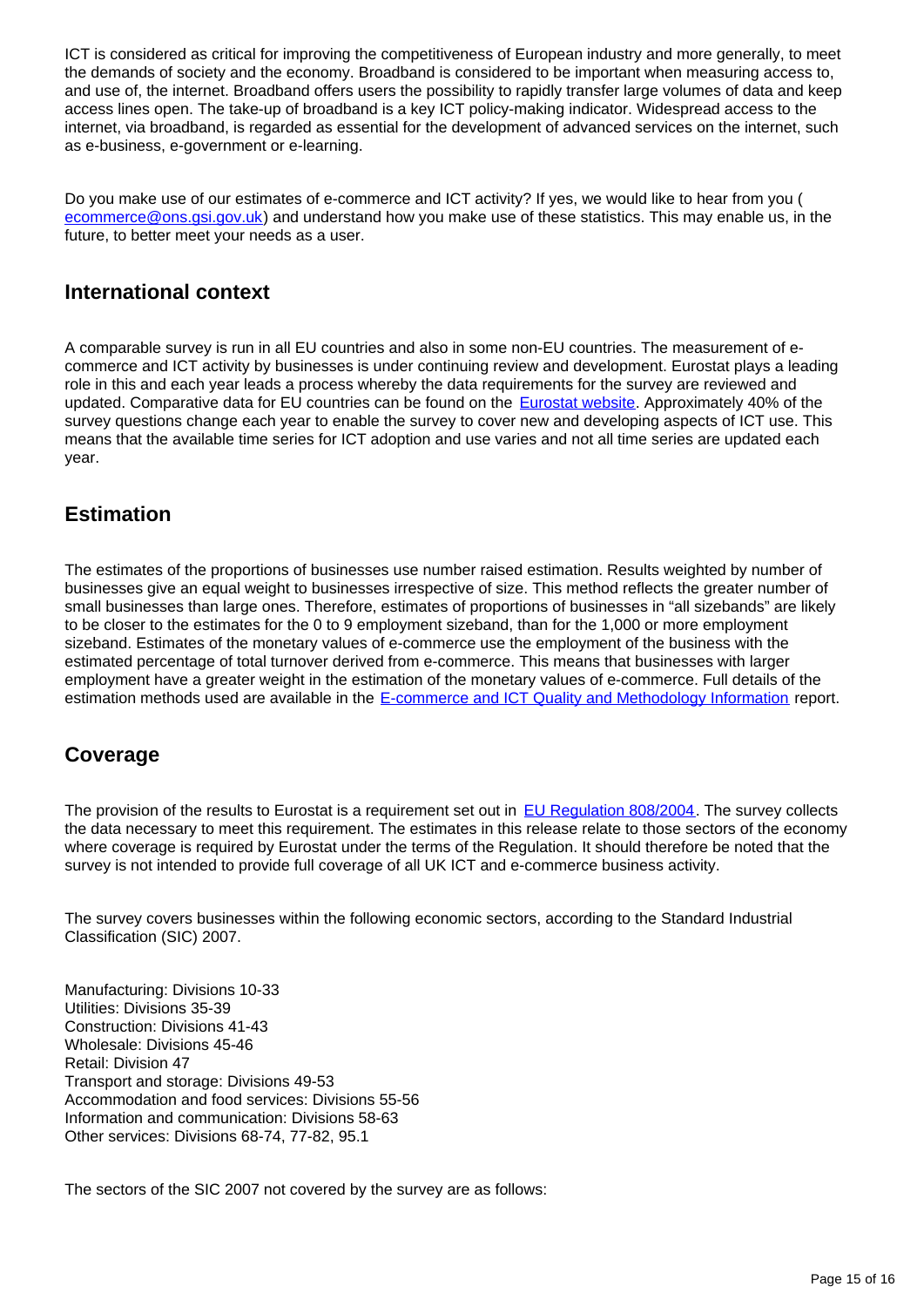ICT is considered as critical for improving the competitiveness of European industry and more generally, to meet the demands of society and the economy. Broadband is considered to be important when measuring access to, and use of, the internet. Broadband offers users the possibility to rapidly transfer large volumes of data and keep access lines open. The take-up of broadband is a key ICT policy-making indicator. Widespread access to the internet, via broadband, is regarded as essential for the development of advanced services on the internet, such as e-business, e-government or e-learning.

Do you make use of our estimates of e-commerce and ICT activity? If yes, we would like to hear from you ( [ecommerce@ons.gsi.gov.uk](mailto:ecommerce@ons.gsi.gov.uk)) and understand how you make use of these statistics. This may enable us, in the future, to better meet your needs as a user.

## International context

A comparable survey is run in all EU countries and also in some non-EU countries. The measurement of e-commerce and ICT activity by businesses is under continuing review and development. Eurostat plays a leading role in this and each year leads a process whereby the data requirements for the survey are reviewed and updated. Comparative data for EU countries can be found on the [Eurostat website](). Approximately 40% of the survey questions change each year to enable the survey to cover new and developing aspects of ICT use. This means that the available time series for ICT adoption and use varies and not all time series are updated each year.

## Estimation

The estimates of the proportions of businesses use number raised estimation. Results weighted by number of businesses give an equal weight to businesses irrespective of size. This method reflects the greater number of small businesses than large ones. Therefore, estimates of proportions of businesses in "all sizebands" are likely to be closer to the estimates for the 0 to 9 employment sizeband, than for the 1,000 or more employment sizeband. Estimates of the monetary values of e-commerce use the employment of the business with the estimated percentage of total turnover derived from e-commerce. This means that businesses with larger employment have a greater weight in the estimation of the monetary values of e-commerce. Full details of the estimation methods used are available in the [E-commerce and ICT Quality and Methodology Information]() report.

## Coverage

The provision of the results to Eurostat is a requirement set out in [EU Regulation 808/2004](). The survey collects the data necessary to meet this requirement. The estimates in this release relate to those sectors of the economy where coverage is required by Eurostat under the terms of the Regulation. It should therefore be noted that the survey is not intended to provide full coverage of all UK ICT and e-commerce business activity.

The survey covers businesses within the following economic sectors, according to the Standard Industrial Classification (SIC) 2007.

Manufacturing: Divisions 10-33
Utilities: Divisions 35-39
Construction: Divisions 41-43
Wholesale: Divisions 45-46
Retail: Division 47
Transport and storage: Divisions 49-53
Accommodation and food services: Divisions 55-56
Information and communication: Divisions 58-63
Other services: Divisions 68-74, 77-82, 95.1

The sectors of the SIC 2007 not covered by the survey are as follows: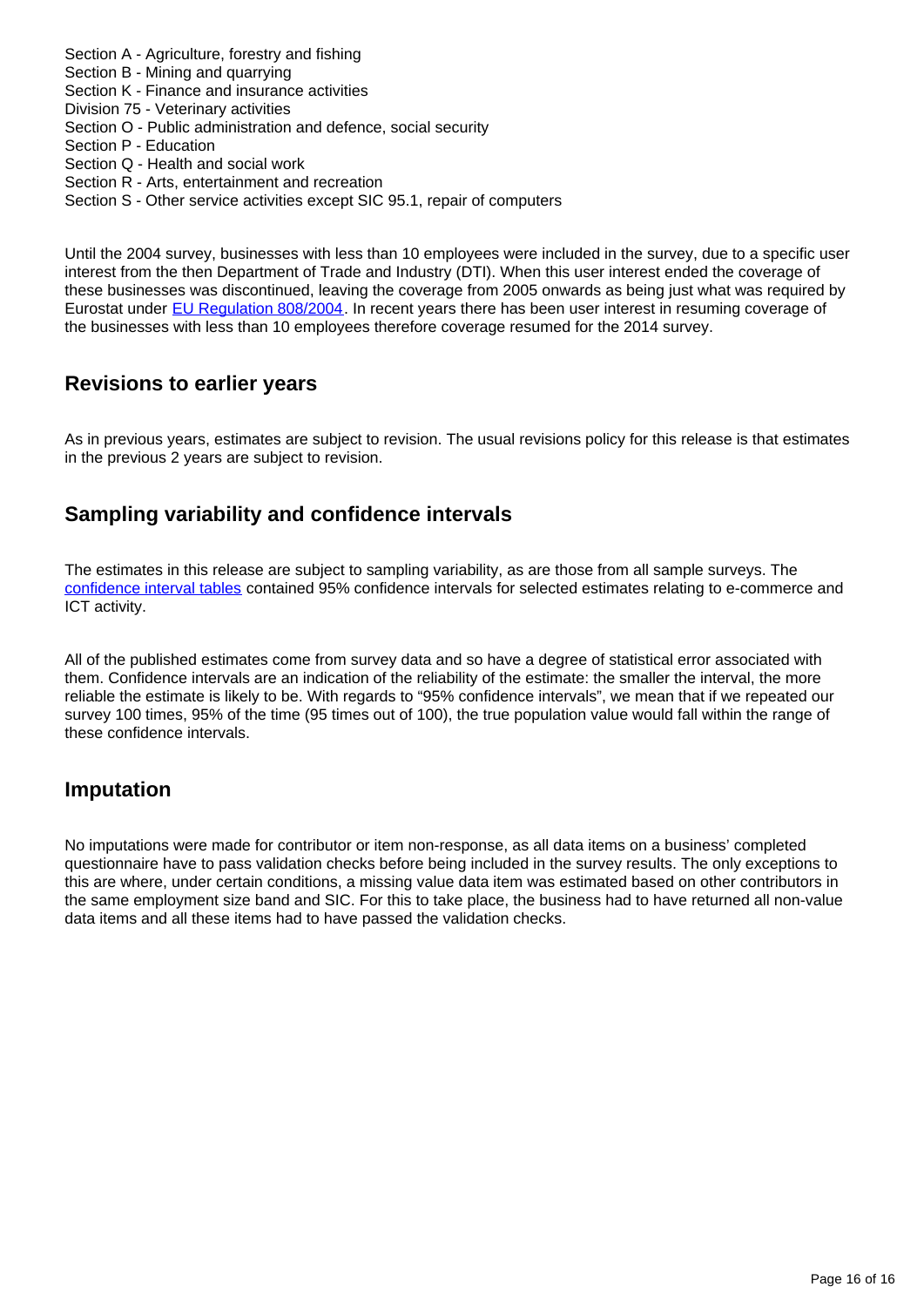Section A - Agriculture, forestry and fishing
Section B - Mining and quarrying
Section K - Finance and insurance activities
Division 75 - Veterinary activities
Section O - Public administration and defence, social security
Section P - Education
Section Q - Health and social work
Section R - Arts, entertainment and recreation
Section S - Other service activities except SIC 95.1, repair of computers

Until the 2004 survey, businesses with less than 10 employees were included in the survey, due to a specific user interest from the then Department of Trade and Industry (DTI). When this user interest ended the coverage of these businesses was discontinued, leaving the coverage from 2005 onwards as being just what was required by Eurostat under EU Regulation 808/2004. In recent years there has been user interest in resuming coverage of the businesses with less than 10 employees therefore coverage resumed for the 2014 survey.

## Revisions to earlier years

As in previous years, estimates are subject to revision. The usual revisions policy for this release is that estimates in the previous 2 years are subject to revision.

## Sampling variability and confidence intervals

The estimates in this release are subject to sampling variability, as are those from all sample surveys. The confidence interval tables contained 95% confidence intervals for selected estimates relating to e-commerce and ICT activity.

All of the published estimates come from survey data and so have a degree of statistical error associated with them. Confidence intervals are an indication of the reliability of the estimate: the smaller the interval, the more reliable the estimate is likely to be. With regards to "95% confidence intervals", we mean that if we repeated our survey 100 times, 95% of the time (95 times out of 100), the true population value would fall within the range of these confidence intervals.

## Imputation

No imputations were made for contributor or item non-response, as all data items on a business' completed questionnaire have to pass validation checks before being included in the survey results. The only exceptions to this are where, under certain conditions, a missing value data item was estimated based on other contributors in the same employment size band and SIC. For this to take place, the business had to have returned all non-value data items and all these items had to have passed the validation checks.